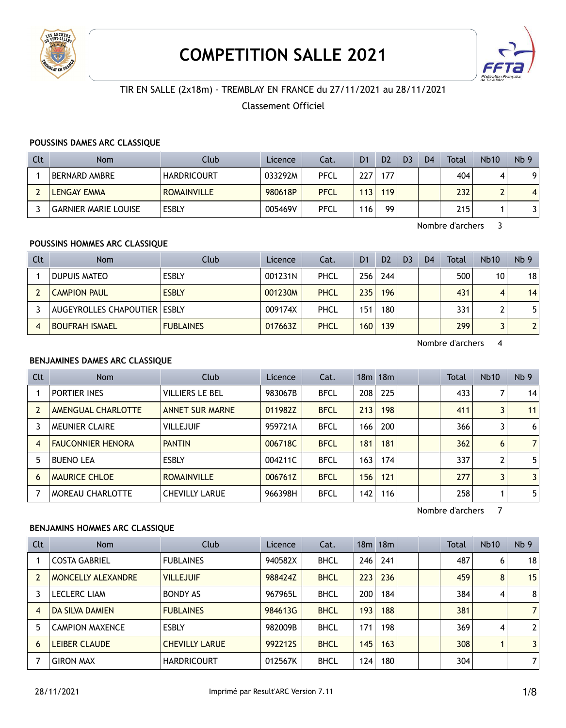# COMPETITION SALLE 2021

TIR EN SALLE (2x18m) - TREMBLAY EN FRANCE du 27/11/2021 au 28/11/2021

Classement Officiel

### POUSSINS DAMES ARC CLASSIQUE

| Clt | Nom | Club | Licence | Cat. | D1 | D2 | D3 | D4 | Total | Nb10 | Nb 9 |
|---|---|---|---|---|---|---|---|---|---|---|---|
| 1 | BERNARD AMBRE | HARDRICOURT | 033292M | PFCL | 227 | 177 | | | 404 | 4 | 9 |
| 2 | LENGAY EMMA | ROMAINVILLE | 980618P | PFCL | 113 | 119 | | | 232 | 2 | 4 |
| 3 | GARNIER MARIE LOUISE | ESBLY | 005469V | PFCL | 116 | 99 | | | 215 | 1 | 3 |

Nombre d'archers 3

### POUSSINS HOMMES ARC CLASSIQUE

| Clt | Nom | Club | Licence | Cat. | D1 | D2 | D3 | D4 | Total | Nb10 | Nb 9 |
|---|---|---|---|---|---|---|---|---|---|---|---|
| 1 | DUPUIS MATEO | ESBLY | 001231N | PHCL | 256 | 244 | | | 500 | 10 | 18 |
| 2 | CAMPION PAUL | ESBLY | 001230M | PHCL | 235 | 196 | | | 431 | 4 | 14 |
| 3 | AUGEYROLLES CHAPOUTIER | ESBLY | 009174X | PHCL | 151 | 180 | | | 331 | 2 | 5 |
| 4 | BOUFRAH ISMAEL | FUBLAINES | 017663Z | PHCL | 160 | 139 | | | 299 | 3 | 2 |

Nombre d'archers 4

### BENJAMINES DAMES ARC CLASSIQUE

| Clt | Nom | Club | Licence | Cat. | 18m | 18m | | | Total | Nb10 | Nb 9 |
|---|---|---|---|---|---|---|---|---|---|---|---|
| 1 | PORTIER INES | VILLIERS LE BEL | 983067B | BFCL | 208 | 225 | | | 433 | 7 | 14 |
| 2 | AMENGUAL CHARLOTTE | ANNET SUR MARNE | 011982Z | BFCL | 213 | 198 | | | 411 | 3 | 11 |
| 3 | MEUNIER CLAIRE | VILLEJUIF | 959721A | BFCL | 166 | 200 | | | 366 | 3 | 6 |
| 4 | FAUCONNIER HENORA | PANTIN | 006718C | BFCL | 181 | 181 | | | 362 | 6 | 7 |
| 5 | BUENO LEA | ESBLY | 004211C | BFCL | 163 | 174 | | | 337 | 2 | 5 |
| 6 | MAURICE CHLOE | ROMAINVILLE | 006761Z | BFCL | 156 | 121 | | | 277 | 3 | 3 |
| 7 | MOREAU CHARLOTTE | CHEVILLY LARUE | 966398H | BFCL | 142 | 116 | | | 258 | 1 | 5 |

Nombre d'archers 7

### BENJAMINS HOMMES ARC CLASSIQUE

| Clt | Nom | Club | Licence | Cat. | 18m | 18m | | | Total | Nb10 | Nb 9 |
|---|---|---|---|---|---|---|---|---|---|---|---|
| 1 | COSTA GABRIEL | FUBLAINES | 940582X | BHCL | 246 | 241 | | | 487 | 6 | 18 |
| 2 | MONCELLY ALEXANDRE | VILLEJUIF | 988424Z | BHCL | 223 | 236 | | | 459 | 8 | 15 |
| 3 | LECLERC LIAM | BONDY AS | 967965L | BHCL | 200 | 184 | | | 384 | 4 | 8 |
| 4 | DA SILVA DAMIEN | FUBLAINES | 984613G | BHCL | 193 | 188 | | | 381 | | 7 |
| 5 | CAMPION MAXENCE | ESBLY | 982009B | BHCL | 171 | 198 | | | 369 | 4 | 2 |
| 6 | LEIBER CLAUDE | CHEVILLY LARUE | 992212S | BHCL | 145 | 163 | | | 308 | 1 | 3 |
| 7 | GIRON MAX | HARDRICOURT | 012567K | BHCL | 124 | 180 | | | 304 | | 7 |

28/11/2021 Imprimé par Result'ARC Version 7.11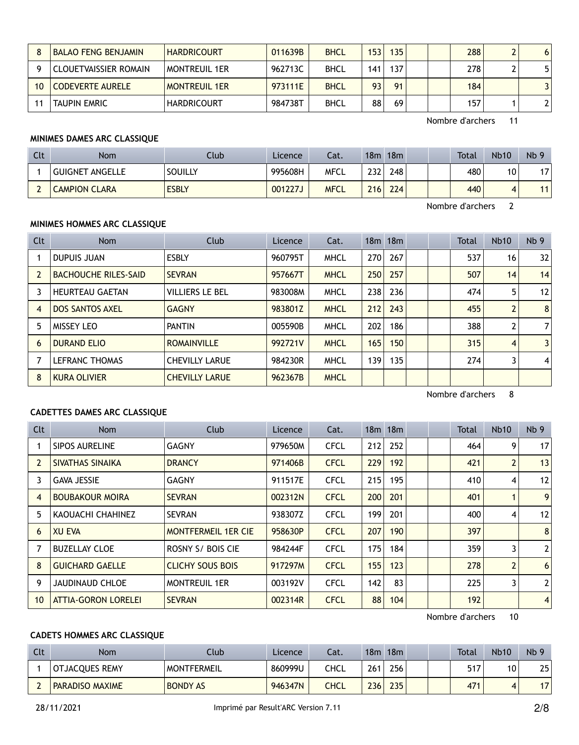| Clt | Nom | Club | Licence | Cat. | 18m | 18m | | | Total | Nb10 | Nb 9 |
|---|---|---|---|---|---|---|---|---|---|---|---|
| 8 | BALAO FENG BENJAMIN | HARDRICOURT | 011639B | BHCL | 153 | 135 | | | 288 | 2 | 6 |
| 9 | CLOUETVAISSIER ROMAIN | MONTREUIL 1ER | 962713C | BHCL | 141 | 137 | | | 278 | 2 | 5 |
| 10 | CODEVERTE AURELE | MONTREUIL 1ER | 973111E | BHCL | 93 | 91 | | | 184 | | 3 |
| 11 | TAUPIN EMRIC | HARDRICOURT | 984738T | BHCL | 88 | 69 | | | 157 | 1 | 2 |

Nombre d'archers 11

### MINIMES DAMES ARC CLASSIQUE

| Clt | Nom | Club | Licence | Cat. | 18m | 18m | | | Total | Nb10 | Nb 9 |
|---|---|---|---|---|---|---|---|---|---|---|---|
| 1 | GUIGNET ANGELLE | SOUILLY | 995608H | MFCL | 232 | 248 | | | 480 | 10 | 17 |
| 2 | CAMPION CLARA | ESBLY | 001227J | MFCL | 216 | 224 | | | 440 | 4 | 11 |

Nombre d'archers 2

### MINIMES HOMMES ARC CLASSIQUE

| Clt | Nom | Club | Licence | Cat. | 18m | 18m | | | Total | Nb10 | Nb 9 |
|---|---|---|---|---|---|---|---|---|---|---|---|
| 1 | DUPUIS JUAN | ESBLY | 960795T | MHCL | 270 | 267 | | | 537 | 16 | 32 |
| 2 | BACHOUCHE RILES-SAID | SEVRAN | 957667T | MHCL | 250 | 257 | | | 507 | 14 | 14 |
| 3 | HEURTEAU GAETAN | VILLIERS LE BEL | 983008M | MHCL | 238 | 236 | | | 474 | 5 | 12 |
| 4 | DOS SANTOS AXEL | GAGNY | 983801Z | MHCL | 212 | 243 | | | 455 | 2 | 8 |
| 5 | MISSEY LEO | PANTIN | 005590B | MHCL | 202 | 186 | | | 388 | 2 | 7 |
| 6 | DURAND ELIO | ROMAINVILLE | 992721V | MHCL | 165 | 150 | | | 315 | 4 | 3 |
| 7 | LEFRANC THOMAS | CHEVILLY LARUE | 984230R | MHCL | 139 | 135 | | | 274 | 3 | 4 |
| 8 | KURA OLIVIER | CHEVILLY LARUE | 962367B | MHCL | | | | | | | |

Nombre d'archers 8

### CADETTES DAMES ARC CLASSIQUE

| Clt | Nom | Club | Licence | Cat. | 18m | 18m | | | Total | Nb10 | Nb 9 |
|---|---|---|---|---|---|---|---|---|---|---|---|
| 1 | SIPOS AURELINE | GAGNY | 979650M | CFCL | 212 | 252 | | | 464 | 9 | 17 |
| 2 | SIVATHAS SINAIKA | DRANCY | 971406B | CFCL | 229 | 192 | | | 421 | 2 | 13 |
| 3 | GAVA JESSIE | GAGNY | 911517E | CFCL | 215 | 195 | | | 410 | 4 | 12 |
| 4 | BOUBAKOUR MOIRA | SEVRAN | 002312N | CFCL | 200 | 201 | | | 401 | 1 | 9 |
| 5 | KAOUACHI CHAHINEZ | SEVRAN | 938307Z | CFCL | 199 | 201 | | | 400 | 4 | 12 |
| 6 | XU EVA | MONTFERMEIL 1ER CIE | 958630P | CFCL | 207 | 190 | | | 397 | | 8 |
| 7 | BUZELLAY CLOE | ROSNY S/ BOIS CIE | 984244F | CFCL | 175 | 184 | | | 359 | 3 | 2 |
| 8 | GUICHARD GAELLE | CLICHY SOUS BOIS | 917297M | CFCL | 155 | 123 | | | 278 | 2 | 6 |
| 9 | JAUDINAUD CHLOE | MONTREUIL 1ER | 003192V | CFCL | 142 | 83 | | | 225 | 3 | 2 |
| 10 | ATTIA-GORON LORELEI | SEVRAN | 002314R | CFCL | 88 | 104 | | | 192 | | 4 |

Nombre d'archers 10

### CADETS HOMMES ARC CLASSIQUE

| Clt | Nom | Club | Licence | Cat. | 18m | 18m | | | Total | Nb10 | Nb 9 |
|---|---|---|---|---|---|---|---|---|---|---|---|
| 1 | OTJACQUES REMY | MONTFERMEIL | 860999U | CHCL | 261 | 256 | | | 517 | 10 | 25 |
| 2 | PARADISO MAXIME | BONDY AS | 946347N | CHCL | 236 | 235 | | | 471 | 4 | 17 |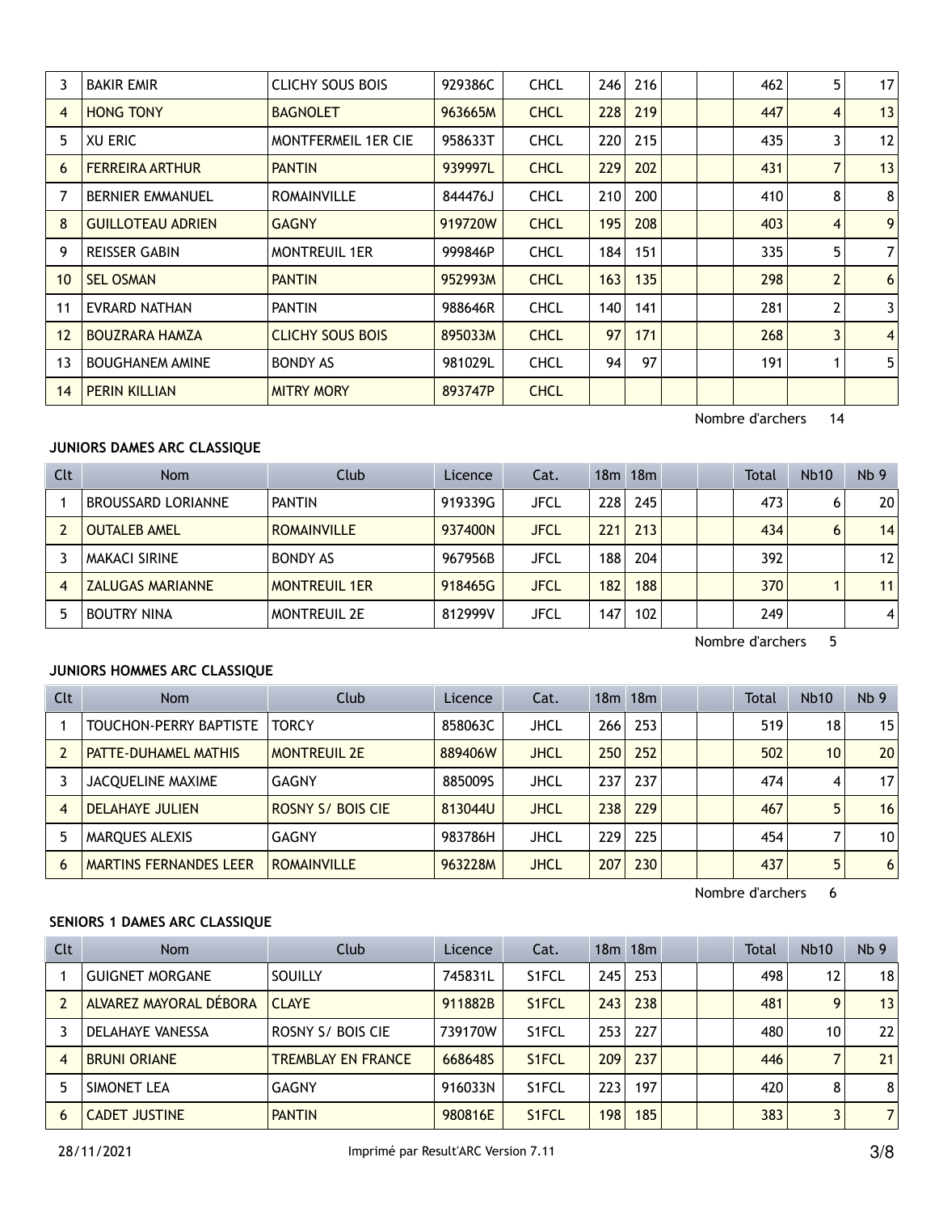| Clt | Nom | Club | Licence | Cat. | 18m | 18m | | | Total | Nb10 | Nb 9 |
|---|---|---|---|---|---|---|---|---|---|---|---|
| 3 | BAKIR EMIR | CLICHY SOUS BOIS | 929386C | CHCL | 246 | 216 | | | 462 | 5 | 17 |
| 4 | HONG TONY | BAGNOLET | 963665M | CHCL | 228 | 219 | | | 447 | 4 | 13 |
| 5 | XU ERIC | MONTFERMEIL 1ER CIE | 958633T | CHCL | 220 | 215 | | | 435 | 3 | 12 |
| 6 | FERREIRA ARTHUR | PANTIN | 939997L | CHCL | 229 | 202 | | | 431 | 7 | 13 |
| 7 | BERNIER EMMANUEL | ROMAINVILLE | 844476J | CHCL | 210 | 200 | | | 410 | 8 | 8 |
| 8 | GUILLOTEAU ADRIEN | GAGNY | 919720W | CHCL | 195 | 208 | | | 403 | 4 | 9 |
| 9 | REISSER GABIN | MONTREUIL 1ER | 999846P | CHCL | 184 | 151 | | | 335 | 5 | 7 |
| 10 | SEL OSMAN | PANTIN | 952993M | CHCL | 163 | 135 | | | 298 | 2 | 6 |
| 11 | EVRARD NATHAN | PANTIN | 988646R | CHCL | 140 | 141 | | | 281 | 2 | 3 |
| 12 | BOUZRARA HAMZA | CLICHY SOUS BOIS | 895033M | CHCL | 97 | 171 | | | 268 | 3 | 4 |
| 13 | BOUGHANEM AMINE | BONDY AS | 981029L | CHCL | 94 | 97 | | | 191 | 1 | 5 |
| 14 | PERIN KILLIAN | MITRY MORY | 893747P | CHCL | | | | | | | |

Nombre d'archers 14

### JUNIORS DAMES ARC CLASSIQUE

| Clt | Nom | Club | Licence | Cat. | 18m | 18m | | | Total | Nb10 | Nb 9 |
|---|---|---|---|---|---|---|---|---|---|---|---|
| 1 | BROUSSARD LORIANNE | PANTIN | 919339G | JFCL | 228 | 245 | | | 473 | 6 | 20 |
| 2 | OUTALEB AMEL | ROMAINVILLE | 937400N | JFCL | 221 | 213 | | | 434 | 6 | 14 |
| 3 | MAKACI SIRINE | BONDY AS | 967956B | JFCL | 188 | 204 | | | 392 | | 12 |
| 4 | ZALUGAS MARIANNE | MONTREUIL 1ER | 918465G | JFCL | 182 | 188 | | | 370 | 1 | 11 |
| 5 | BOUTRY NINA | MONTREUIL 2E | 812999V | JFCL | 147 | 102 | | | 249 | | 4 |

Nombre d'archers 5

### JUNIORS HOMMES ARC CLASSIQUE

| Clt | Nom | Club | Licence | Cat. | 18m | 18m | | | Total | Nb10 | Nb 9 |
|---|---|---|---|---|---|---|---|---|---|---|---|
| 1 | TOUCHON-PERRY BAPTISTE | TORCY | 858063C | JHCL | 266 | 253 | | | 519 | 18 | 15 |
| 2 | PATTE-DUHAMEL MATHIS | MONTREUIL 2E | 889406W | JHCL | 250 | 252 | | | 502 | 10 | 20 |
| 3 | JACQUELINE MAXIME | GAGNY | 885009S | JHCL | 237 | 237 | | | 474 | 4 | 17 |
| 4 | DELAHAYE JULIEN | ROSNY S/ BOIS CIE | 813044U | JHCL | 238 | 229 | | | 467 | 5 | 16 |
| 5 | MARQUES ALEXIS | GAGNY | 983786H | JHCL | 229 | 225 | | | 454 | 7 | 10 |
| 6 | MARTINS FERNANDES LEER | ROMAINVILLE | 963228M | JHCL | 207 | 230 | | | 437 | 5 | 6 |

Nombre d'archers 6

### SENIORS 1 DAMES ARC CLASSIQUE

| Clt | Nom | Club | Licence | Cat. | 18m | 18m | | | Total | Nb10 | Nb 9 |
|---|---|---|---|---|---|---|---|---|---|---|---|
| 1 | GUIGNET MORGANE | SOUILLY | 745831L | S1FCL | 245 | 253 | | | 498 | 12 | 18 |
| 2 | ALVAREZ MAYORAL DÉBORA | CLAYE | 911882B | S1FCL | 243 | 238 | | | 481 | 9 | 13 |
| 3 | DELAHAYE VANESSA | ROSNY S/ BOIS CIE | 739170W | S1FCL | 253 | 227 | | | 480 | 10 | 22 |
| 4 | BRUNI ORIANE | TREMBLAY EN FRANCE | 668648S | S1FCL | 209 | 237 | | | 446 | 7 | 21 |
| 5 | SIMONET LEA | GAGNY | 916033N | S1FCL | 223 | 197 | | | 420 | 8 | 8 |
| 6 | CADET JUSTINE | PANTIN | 980816E | S1FCL | 198 | 185 | | | 383 | 3 | 7 |

28/11/2021 Imprimé par Result'ARC Version 7.11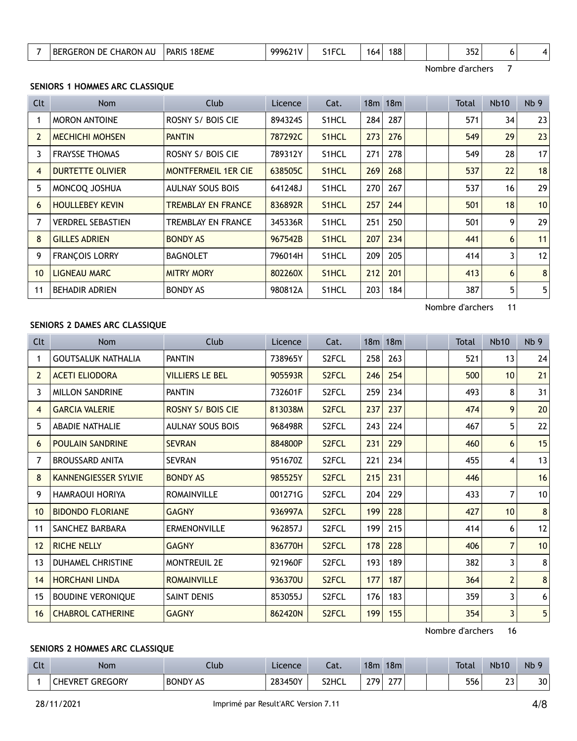| 7 | BERGERON DE CHARON AU | PARIS 18EME | 999621V | S1FCL | 164 | 188 | | | 352 | 6 | 4 |
|---|---|---|---|---|---|---|---|---|---|---|---|

Nombre d'archers 7

### SENIORS 1 HOMMES ARC CLASSIQUE

| Clt | Nom | Club | Licence | Cat. | 18m | 18m | | | Total | Nb10 | Nb 9 |
|---|---|---|---|---|---|---|---|---|---|---|---|
| 1 | MORON ANTOINE | ROSNY S/ BOIS CIE | 894324S | S1HCL | 284 | 287 | | | 571 | 34 | 23 |
| 2 | MECHICHI MOHSEN | PANTIN | 787292C | S1HCL | 273 | 276 | | | 549 | 29 | 23 |
| 3 | FRAYSSE THOMAS | ROSNY S/ BOIS CIE | 789312Y | S1HCL | 271 | 278 | | | 549 | 28 | 17 |
| 4 | DURTETTE OLIVIER | MONTFERMEIL 1ER CIE | 638505C | S1HCL | 269 | 268 | | | 537 | 22 | 18 |
| 5 | MONCOQ JOSHUA | AULNAY SOUS BOIS | 641248J | S1HCL | 270 | 267 | | | 537 | 16 | 29 |
| 6 | HOULLEBEY KEVIN | TREMBLAY EN FRANCE | 836892R | S1HCL | 257 | 244 | | | 501 | 18 | 10 |
| 7 | VERDREL SEBASTIEN | TREMBLAY EN FRANCE | 345336R | S1HCL | 251 | 250 | | | 501 | 9 | 29 |
| 8 | GILLES ADRIEN | BONDY AS | 967542B | S1HCL | 207 | 234 | | | 441 | 6 | 11 |
| 9 | FRANÇOIS LORRY | BAGNOLET | 796014H | S1HCL | 209 | 205 | | | 414 | 3 | 12 |
| 10 | LIGNEAU MARC | MITRY MORY | 802260X | S1HCL | 212 | 201 | | | 413 | 6 | 8 |
| 11 | BEHADIR ADRIEN | BONDY AS | 980812A | S1HCL | 203 | 184 | | | 387 | 5 | 5 |

Nombre d'archers 11

### SENIORS 2 DAMES ARC CLASSIQUE

| Clt | Nom | Club | Licence | Cat. | 18m | 18m | | | Total | Nb10 | Nb 9 |
|---|---|---|---|---|---|---|---|---|---|---|---|
| 1 | GOUTSALUK NATHALIA | PANTIN | 738965Y | S2FCL | 258 | 263 | | | 521 | 13 | 24 |
| 2 | ACETI ELIODORA | VILLIERS LE BEL | 905593R | S2FCL | 246 | 254 | | | 500 | 10 | 21 |
| 3 | MILLON SANDRINE | PANTIN | 732601F | S2FCL | 259 | 234 | | | 493 | 8 | 31 |
| 4 | GARCIA VALERIE | ROSNY S/ BOIS CIE | 813038M | S2FCL | 237 | 237 | | | 474 | 9 | 20 |
| 5 | ABADIE NATHALIE | AULNAY SOUS BOIS | 968498R | S2FCL | 243 | 224 | | | 467 | 5 | 22 |
| 6 | POULAIN SANDRINE | SEVRAN | 884800P | S2FCL | 231 | 229 | | | 460 | 6 | 15 |
| 7 | BROUSSARD ANITA | SEVRAN | 951670Z | S2FCL | 221 | 234 | | | 455 | 4 | 13 |
| 8 | KANNENGIESSER SYLVIE | BONDY AS | 985525Y | S2FCL | 215 | 231 | | | 446 | | 16 |
| 9 | HAMRAOUI HORIYA | ROMAINVILLE | 001271G | S2FCL | 204 | 229 | | | 433 | 7 | 10 |
| 10 | BIDONDO FLORIANE | GAGNY | 936997A | S2FCL | 199 | 228 | | | 427 | 10 | 8 |
| 11 | SANCHEZ BARBARA | ERMENONVILLE | 962857J | S2FCL | 199 | 215 | | | 414 | 6 | 12 |
| 12 | RICHE NELLY | GAGNY | 836770H | S2FCL | 178 | 228 | | | 406 | 7 | 10 |
| 13 | DUHAMEL CHRISTINE | MONTREUIL 2E | 921960F | S2FCL | 193 | 189 | | | 382 | 3 | 8 |
| 14 | HORCHANI LINDA | ROMAINVILLE | 936370U | S2FCL | 177 | 187 | | | 364 | 2 | 8 |
| 15 | BOUDINE VERONIQUE | SAINT DENIS | 853055J | S2FCL | 176 | 183 | | | 359 | 3 | 6 |
| 16 | CHABROL CATHERINE | GAGNY | 862420N | S2FCL | 199 | 155 | | | 354 | 3 | 5 |

Nombre d'archers 16

### SENIORS 2 HOMMES ARC CLASSIQUE

| Clt | Nom | Club | Licence | Cat. | 18m | 18m | | | Total | Nb10 | Nb 9 |
|---|---|---|---|---|---|---|---|---|---|---|---|
| 1 | CHEVRET GREGORY | BONDY AS | 283450Y | S2HCL | 279 | 277 | | | 556 | 23 | 30 |

28/11/2021 Imprimé par Result'ARC Version 7.11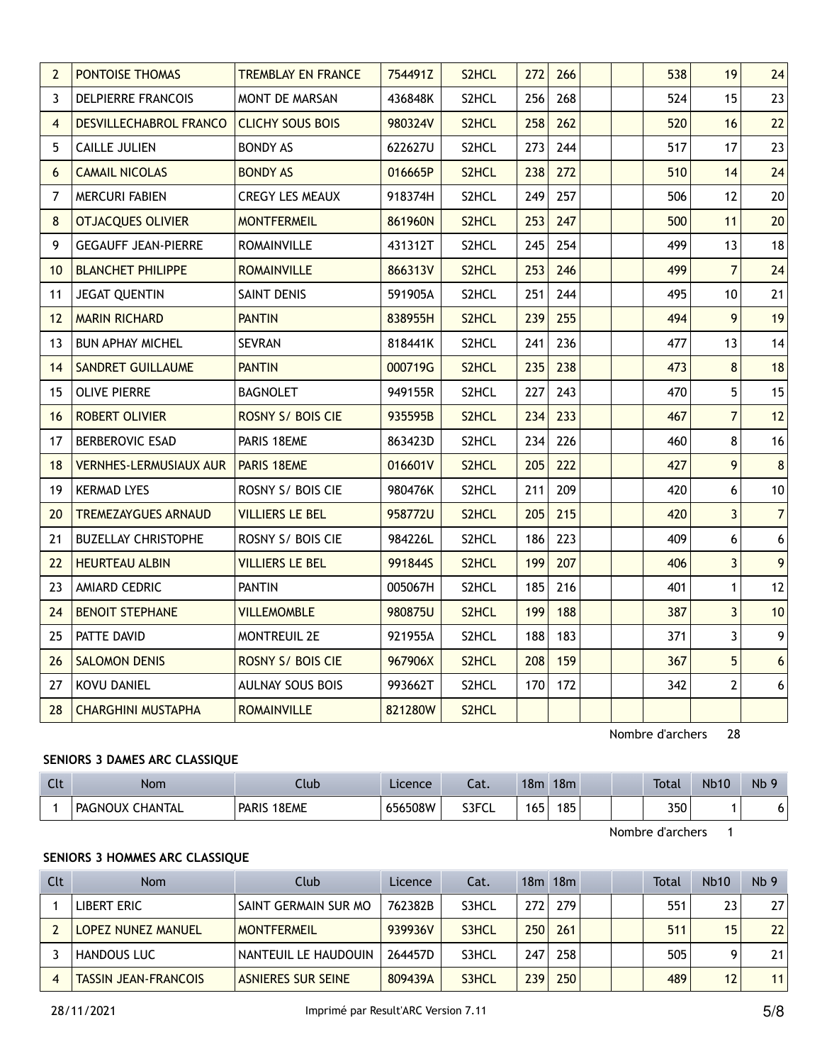| 2 | PONTOISE THOMAS | TREMBLAY EN FRANCE | 754491Z | S2HCL | 272 | 266 | | | 538 | 19 | 24 |
|---|---|---|---|---|---|---|---|---|---|---|---|
| 3 | DELPIERRE FRANCOIS | MONT DE MARSAN | 436848K | S2HCL | 256 | 268 | | | 524 | 15 | 23 |
| 4 | DESVILLECHABROL FRANCO | CLICHY SOUS BOIS | 980324V | S2HCL | 258 | 262 | | | 520 | 16 | 22 |
| 5 | CAILLE JULIEN | BONDY AS | 622627U | S2HCL | 273 | 244 | | | 517 | 17 | 23 |
| 6 | CAMAIL NICOLAS | BONDY AS | 016665P | S2HCL | 238 | 272 | | | 510 | 14 | 24 |
| 7 | MERCURI FABIEN | CREGY LES MEAUX | 918374H | S2HCL | 249 | 257 | | | 506 | 12 | 20 |
| 8 | OTJACQUES OLIVIER | MONTFERMEIL | 861960N | S2HCL | 253 | 247 | | | 500 | 11 | 20 |
| 9 | GEGAUFF JEAN-PIERRE | ROMAINVILLE | 431312T | S2HCL | 245 | 254 | | | 499 | 13 | 18 |
| 10 | BLANCHET PHILIPPE | ROMAINVILLE | 866313V | S2HCL | 253 | 246 | | | 499 | 7 | 24 |
| 11 | JEGAT QUENTIN | SAINT DENIS | 591905A | S2HCL | 251 | 244 | | | 495 | 10 | 21 |
| 12 | MARIN RICHARD | PANTIN | 838955H | S2HCL | 239 | 255 | | | 494 | 9 | 19 |
| 13 | BUN APHAY MICHEL | SEVRAN | 818441K | S2HCL | 241 | 236 | | | 477 | 13 | 14 |
| 14 | SANDRET GUILLAUME | PANTIN | 000719G | S2HCL | 235 | 238 | | | 473 | 8 | 18 |
| 15 | OLIVE PIERRE | BAGNOLET | 949155R | S2HCL | 227 | 243 | | | 470 | 5 | 15 |
| 16 | ROBERT OLIVIER | ROSNY S/ BOIS CIE | 935595B | S2HCL | 234 | 233 | | | 467 | 7 | 12 |
| 17 | BERBEROVIC ESAD | PARIS 18EME | 863423D | S2HCL | 234 | 226 | | | 460 | 8 | 16 |
| 18 | VERNHES-LERMUSIAUX AUR | PARIS 18EME | 016601V | S2HCL | 205 | 222 | | | 427 | 9 | 8 |
| 19 | KERMAD LYES | ROSNY S/ BOIS CIE | 980476K | S2HCL | 211 | 209 | | | 420 | 6 | 10 |
| 20 | TREMEZAYGUES ARNAUD | VILLIERS LE BEL | 958772U | S2HCL | 205 | 215 | | | 420 | 3 | 7 |
| 21 | BUZELLAY CHRISTOPHE | ROSNY S/ BOIS CIE | 984226L | S2HCL | 186 | 223 | | | 409 | 6 | 6 |
| 22 | HEURTEAU ALBIN | VILLIERS LE BEL | 991844S | S2HCL | 199 | 207 | | | 406 | 3 | 9 |
| 23 | AMIARD CEDRIC | PANTIN | 005067H | S2HCL | 185 | 216 | | | 401 | 1 | 12 |
| 24 | BENOIT STEPHANE | VILLEMOMBLE | 980875U | S2HCL | 199 | 188 | | | 387 | 3 | 10 |
| 25 | PATTE DAVID | MONTREUIL 2E | 921955A | S2HCL | 188 | 183 | | | 371 | 3 | 9 |
| 26 | SALOMON DENIS | ROSNY S/ BOIS CIE | 967906X | S2HCL | 208 | 159 | | | 367 | 5 | 6 |
| 27 | KOVU DANIEL | AULNAY SOUS BOIS | 993662T | S2HCL | 170 | 172 | | | 342 | 2 | 6 |
| 28 | CHARGHINI MUSTAPHA | ROMAINVILLE | 821280W | S2HCL | | | | | | | |

Nombre d'archers 28

**SENIORS 3 DAMES ARC CLASSIQUE**

| Clt | Nom | Club | Licence | Cat. | 18m | 18m | | | Total | Nb10 | Nb 9 |
|---|---|---|---|---|---|---|---|---|---|---|---|
| 1 | PAGNOUX CHANTAL | PARIS 18EME | 656508W | S3FCL | 165 | 185 | | | 350 | 1 | 6 |

Nombre d'archers 1

**SENIORS 3 HOMMES ARC CLASSIQUE**

| Clt | Nom | Club | Licence | Cat. | 18m | 18m | | | Total | Nb10 | Nb 9 |
|---|---|---|---|---|---|---|---|---|---|---|---|
| 1 | LIBERT ERIC | SAINT GERMAIN SUR MO | 762382B | S3HCL | 272 | 279 | | | 551 | 23 | 27 |
| 2 | LOPEZ NUNEZ MANUEL | MONTFERMEIL | 939936V | S3HCL | 250 | 261 | | | 511 | 15 | 22 |
| 3 | HANDOUS LUC | NANTEUIL LE HAUDOUIN | 264457D | S3HCL | 247 | 258 | | | 505 | 9 | 21 |
| 4 | TASSIN JEAN-FRANCOIS | ASNIERES SUR SEINE | 809439A | S3HCL | 239 | 250 | | | 489 | 12 | 11 |

28/11/2021 Imprimé par Result'ARC Version 7.11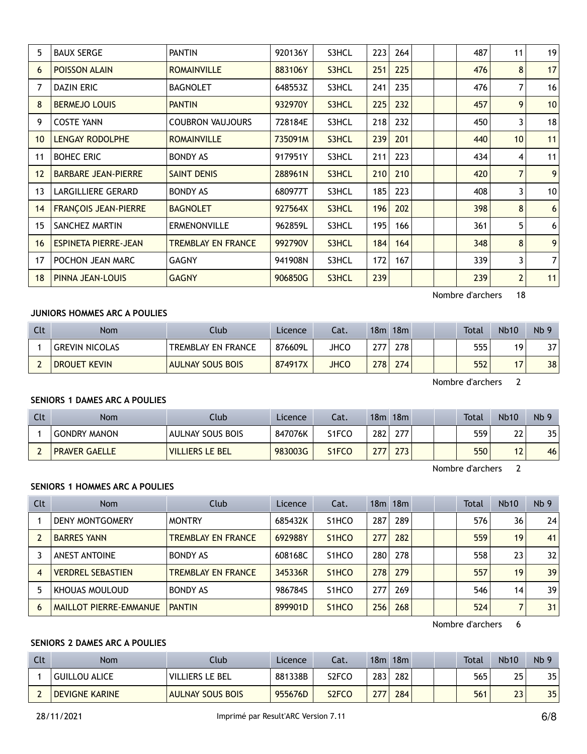| 5 | BAUX SERGE | PANTIN | 920136Y | S3HCL | 223 | 264 | | | 487 | 11 | 19 |
|---|---|---|---|---|---|---|---|---|---|---|---|
| 6 | POISSON ALAIN | ROMAINVILLE | 883106Y | S3HCL | 251 | 225 | | | 476 | 8 | 17 |
| 7 | DAZIN ERIC | BAGNOLET | 648553Z | S3HCL | 241 | 235 | | | 476 | 7 | 16 |
| 8 | BERMEJO LOUIS | PANTIN | 932970Y | S3HCL | 225 | 232 | | | 457 | 9 | 10 |
| 9 | COSTE YANN | COUBRON VAUJOURS | 728184E | S3HCL | 218 | 232 | | | 450 | 3 | 18 |
| 10 | LENGAY RODOLPHE | ROMAINVILLE | 735091M | S3HCL | 239 | 201 | | | 440 | 10 | 11 |
| 11 | BOHEC ERIC | BONDY AS | 917951Y | S3HCL | 211 | 223 | | | 434 | 4 | 11 |
| 12 | BARBARE JEAN-PIERRE | SAINT DENIS | 288961N | S3HCL | 210 | 210 | | | 420 | 7 | 9 |
| 13 | LARGILLIERE GERARD | BONDY AS | 680977T | S3HCL | 185 | 223 | | | 408 | 3 | 10 |
| 14 | FRANÇOIS JEAN-PIERRE | BAGNOLET | 927564X | S3HCL | 196 | 202 | | | 398 | 8 | 6 |
| 15 | SANCHEZ MARTIN | ERMENONVILLE | 962859L | S3HCL | 195 | 166 | | | 361 | 5 | 6 |
| 16 | ESPINETA PIERRE-JEAN | TREMBLAY EN FRANCE | 992790V | S3HCL | 184 | 164 | | | 348 | 8 | 9 |
| 17 | POCHON JEAN MARC | GAGNY | 941908N | S3HCL | 172 | 167 | | | 339 | 3 | 7 |
| 18 | PINNA JEAN-LOUIS | GAGNY | 906850G | S3HCL | 239 | | | | 239 | 2 | 11 |

Nombre d'archers 18

**JUNIORS HOMMES ARC A POULIES**

| Clt | Nom | Club | Licence | Cat. | 18m | 18m | | | Total | Nb10 | Nb 9 |
|---|---|---|---|---|---|---|---|---|---|---|---|
| 1 | GREVIN NICOLAS | TREMBLAY EN FRANCE | 876609L | JHCO | 277 | 278 | | | 555 | 19 | 37 |
| 2 | DROUET KEVIN | AULNAY SOUS BOIS | 874917X | JHCO | 278 | 274 | | | 552 | 17 | 38 |

Nombre d'archers 2

**SENIORS 1 DAMES ARC A POULIES**

| Clt | Nom | Club | Licence | Cat. | 18m | 18m | | | Total | Nb10 | Nb 9 |
|---|---|---|---|---|---|---|---|---|---|---|---|
| 1 | GONDRY MANON | AULNAY SOUS BOIS | 847076K | S1FCO | 282 | 277 | | | 559 | 22 | 35 |
| 2 | PRAVER GAELLE | VILLIERS LE BEL | 983003G | S1FCO | 277 | 273 | | | 550 | 12 | 46 |

Nombre d'archers 2

**SENIORS 1 HOMMES ARC A POULIES**

| Clt | Nom | Club | Licence | Cat. | 18m | 18m | | | Total | Nb10 | Nb 9 |
|---|---|---|---|---|---|---|---|---|---|---|---|
| 1 | DENY MONTGOMERY | MONTRY | 685432K | S1HCO | 287 | 289 | | | 576 | 36 | 24 |
| 2 | BARRES YANN | TREMBLAY EN FRANCE | 692988Y | S1HCO | 277 | 282 | | | 559 | 19 | 41 |
| 3 | ANEST ANTOINE | BONDY AS | 608168C | S1HCO | 280 | 278 | | | 558 | 23 | 32 |
| 4 | VERDREL SEBASTIEN | TREMBLAY EN FRANCE | 345336R | S1HCO | 278 | 279 | | | 557 | 19 | 39 |
| 5 | KHOUAS MOULOUD | BONDY AS | 986784S | S1HCO | 277 | 269 | | | 546 | 14 | 39 |
| 6 | MAILLOT PIERRE-EMMANUE | PANTIN | 899901D | S1HCO | 256 | 268 | | | 524 | 7 | 31 |

Nombre d'archers 6

**SENIORS 2 DAMES ARC A POULIES**

| Clt | Nom | Club | Licence | Cat. | 18m | 18m | | | Total | Nb10 | Nb 9 |
|---|---|---|---|---|---|---|---|---|---|---|---|
| 1 | GUILLOU ALICE | VILLIERS LE BEL | 881338B | S2FCO | 283 | 282 | | | 565 | 25 | 35 |
| 2 | DEVIGNE KARINE | AULNAY SOUS BOIS | 955676D | S2FCO | 277 | 284 | | | 561 | 23 | 35 |

28/11/2021 Imprimé par Result'ARC Version 7.11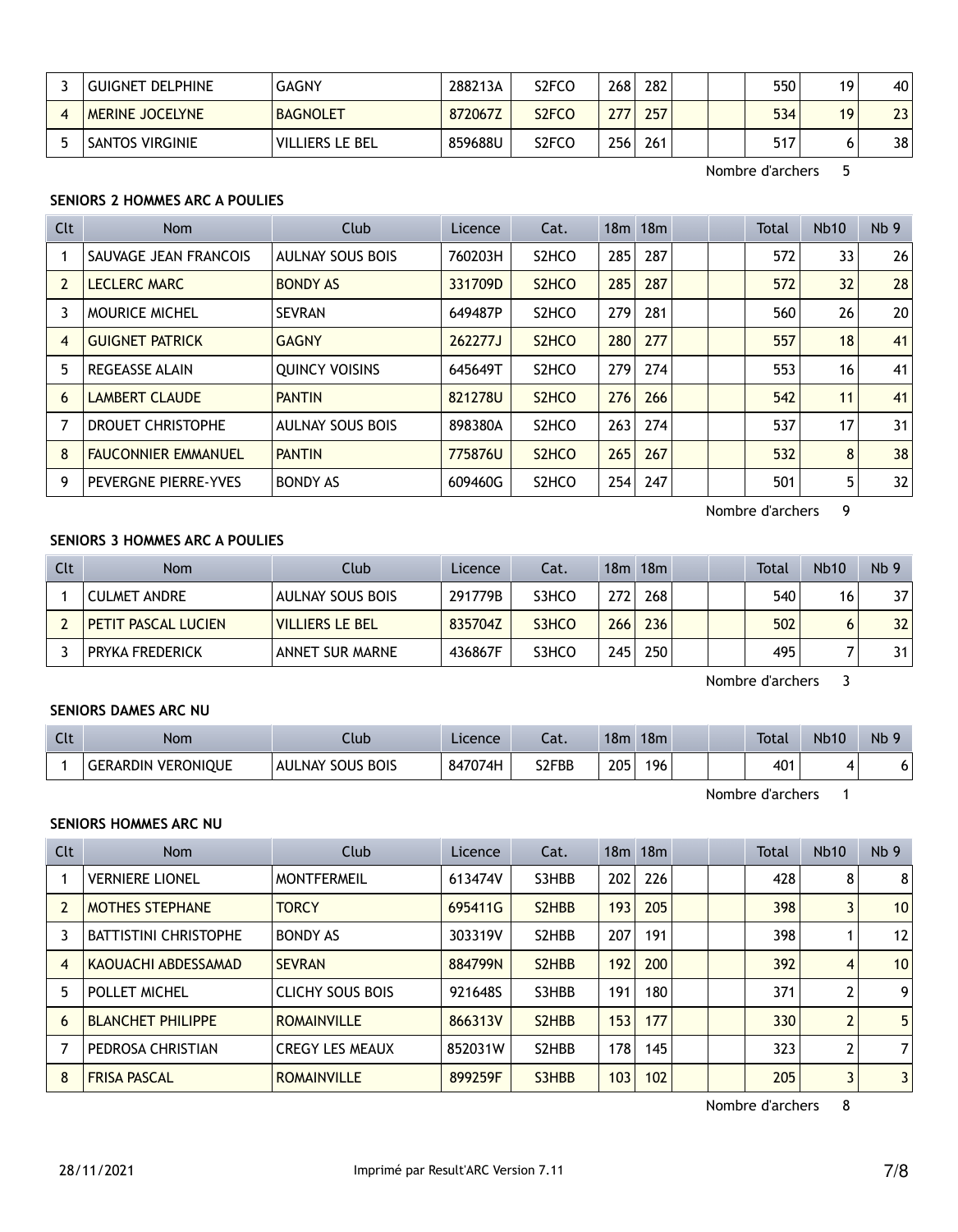| 3 | GUIGNET DELPHINE | GAGNY | 288213A | S2FCO | 268 | 282 | | | 550 | 19 | 40 |
|---|---|---|---|---|---|---|---|---|---|---|---|
| 4 | MERINE JOCELYNE | BAGNOLET | 872067Z | S2FCO | 277 | 257 | | | 534 | 19 | 23 |
| 5 | SANTOS VIRGINIE | VILLIERS LE BEL | 859688U | S2FCO | 256 | 261 | | | 517 | 6 | 38 |

Nombre d'archers 5

### SENIORS 2 HOMMES ARC A POULIES

| Clt | Nom | Club | Licence | Cat. | 18m | 18m | | | Total | Nb10 | Nb 9 |
|---|---|---|---|---|---|---|---|---|---|---|---|
| 1 | SAUVAGE JEAN FRANCOIS | AULNAY SOUS BOIS | 760203H | S2HCO | 285 | 287 | | | 572 | 33 | 26 |
| 2 | LECLERC MARC | BONDY AS | 331709D | S2HCO | 285 | 287 | | | 572 | 32 | 28 |
| 3 | MOURICE MICHEL | SEVRAN | 649487P | S2HCO | 279 | 281 | | | 560 | 26 | 20 |
| 4 | GUIGNET PATRICK | GAGNY | 262277J | S2HCO | 280 | 277 | | | 557 | 18 | 41 |
| 5 | REGEASSE ALAIN | QUINCY VOISINS | 645649T | S2HCO | 279 | 274 | | | 553 | 16 | 41 |
| 6 | LAMBERT CLAUDE | PANTIN | 821278U | S2HCO | 276 | 266 | | | 542 | 11 | 41 |
| 7 | DROUET CHRISTOPHE | AULNAY SOUS BOIS | 898380A | S2HCO | 263 | 274 | | | 537 | 17 | 31 |
| 8 | FAUCONNIER EMMANUEL | PANTIN | 775876U | S2HCO | 265 | 267 | | | 532 | 8 | 38 |
| 9 | PEVERGNE PIERRE-YVES | BONDY AS | 609460G | S2HCO | 254 | 247 | | | 501 | 5 | 32 |

Nombre d'archers 9

### SENIORS 3 HOMMES ARC A POULIES

| Clt | Nom | Club | Licence | Cat. | 18m | 18m | | | Total | Nb10 | Nb 9 |
|---|---|---|---|---|---|---|---|---|---|---|---|
| 1 | CULMET ANDRE | AULNAY SOUS BOIS | 291779B | S3HCO | 272 | 268 | | | 540 | 16 | 37 |
| 2 | PETIT PASCAL LUCIEN | VILLIERS LE BEL | 835704Z | S3HCO | 266 | 236 | | | 502 | 6 | 32 |
| 3 | PRYKA FREDERICK | ANNET SUR MARNE | 436867F | S3HCO | 245 | 250 | | | 495 | 7 | 31 |

Nombre d'archers 3

### SENIORS DAMES ARC NU

| Clt | Nom | Club | Licence | Cat. | 18m | 18m | | | Total | Nb10 | Nb 9 |
|---|---|---|---|---|---|---|---|---|---|---|---|
| 1 | GERARDIN VERONIQUE | AULNAY SOUS BOIS | 847074H | S2FBB | 205 | 196 | | | 401 | 4 | 6 |

Nombre d'archers 1

### SENIORS HOMMES ARC NU

| Clt | Nom | Club | Licence | Cat. | 18m | 18m | | | Total | Nb10 | Nb 9 |
|---|---|---|---|---|---|---|---|---|---|---|---|
| 1 | VERNIERE LIONEL | MONTFERMEIL | 613474V | S3HBB | 202 | 226 | | | 428 | 8 | 8 |
| 2 | MOTHES STEPHANE | TORCY | 695411G | S2HBB | 193 | 205 | | | 398 | 3 | 10 |
| 3 | BATTISTINI CHRISTOPHE | BONDY AS | 303319V | S2HBB | 207 | 191 | | | 398 | 1 | 12 |
| 4 | KAOUACHI ABDESSAMAD | SEVRAN | 884799N | S2HBB | 192 | 200 | | | 392 | 4 | 10 |
| 5 | POLLET MICHEL | CLICHY SOUS BOIS | 921648S | S3HBB | 191 | 180 | | | 371 | 2 | 9 |
| 6 | BLANCHET PHILIPPE | ROMAINVILLE | 866313V | S2HBB | 153 | 177 | | | 330 | 2 | 5 |
| 7 | PEDROSA CHRISTIAN | CREGY LES MEAUX | 852031W | S2HBB | 178 | 145 | | | 323 | 2 | 7 |
| 8 | FRISA PASCAL | ROMAINVILLE | 899259F | S3HBB | 103 | 102 | | | 205 | 3 | 3 |

Nombre d'archers 8

28/11/2021 Imprimé par Result'ARC Version 7.11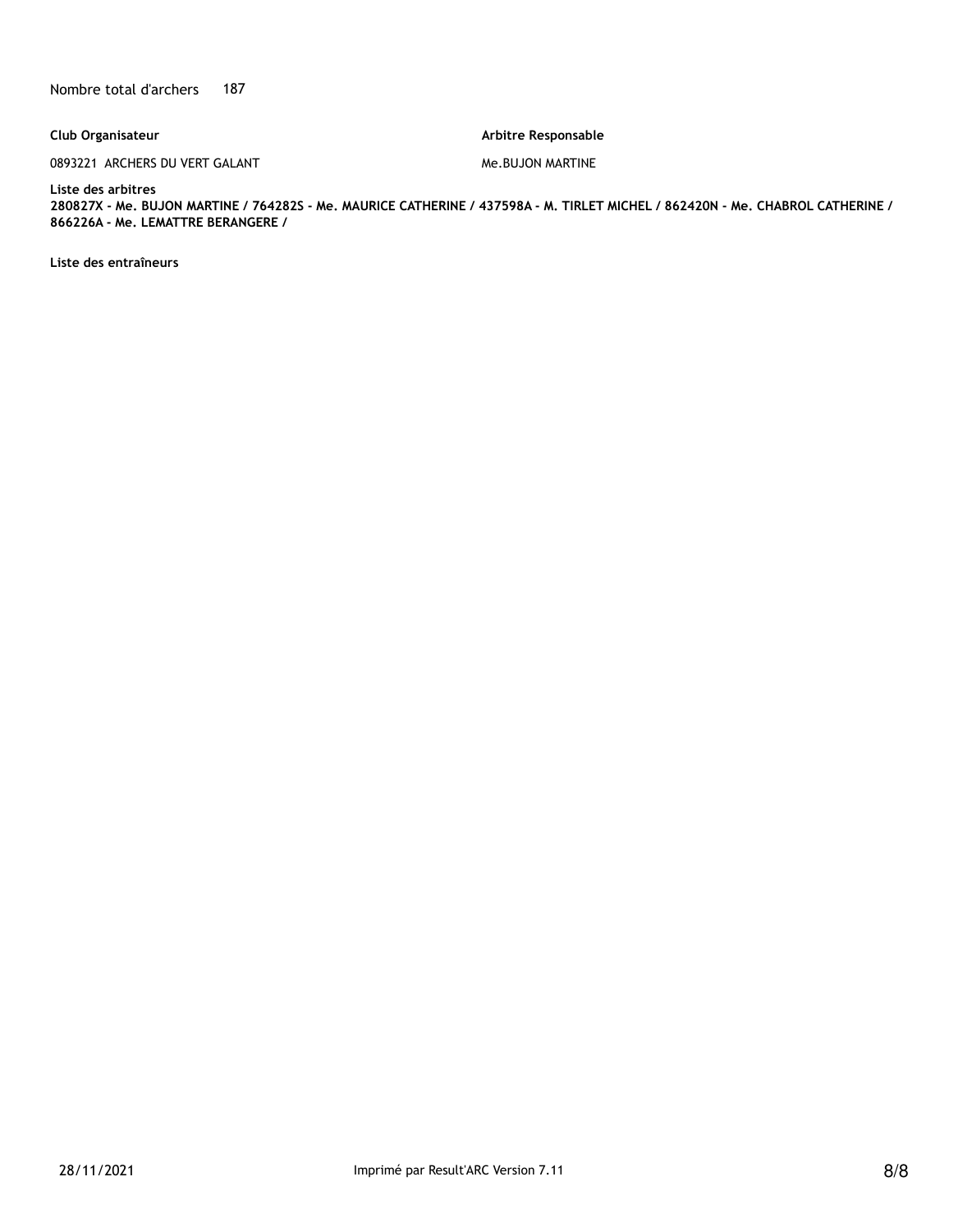Nombre total d'archers 187

| | |
|---|---|
| **Club Organisateur** | **Arbitre Responsable** |
| 0893221 ARCHERS DU VERT GALANT | Me.BUJON MARTINE |

**Liste des arbitres**
**280827X - Me. BUJON MARTINE / 764282S - Me. MAURICE CATHERINE / 437598A - M. TIRLET MICHEL / 862420N - Me. CHABROL CATHERINE / 866226A - Me. LEMATTRE BERANGERE /**

**Liste des entraîneurs**

28/11/2021 Imprimé par Result'ARC Version 7.11